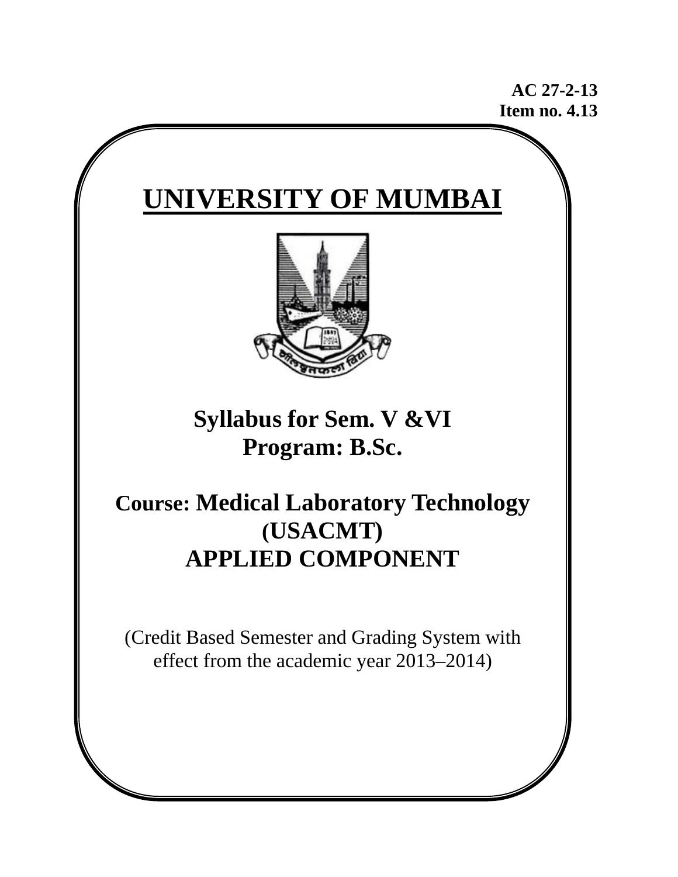**AC 27-2-13**
**Item no. 4.13**

# UNIVERSITY OF MUMBAI

## Syllabus for Sem. V &VI
## Program: B.Sc.

## Course: Medical Laboratory Technology (USACMT)
## APPLIED COMPONENT

(Credit Based Semester and Grading System with effect from the academic year 2013–2014)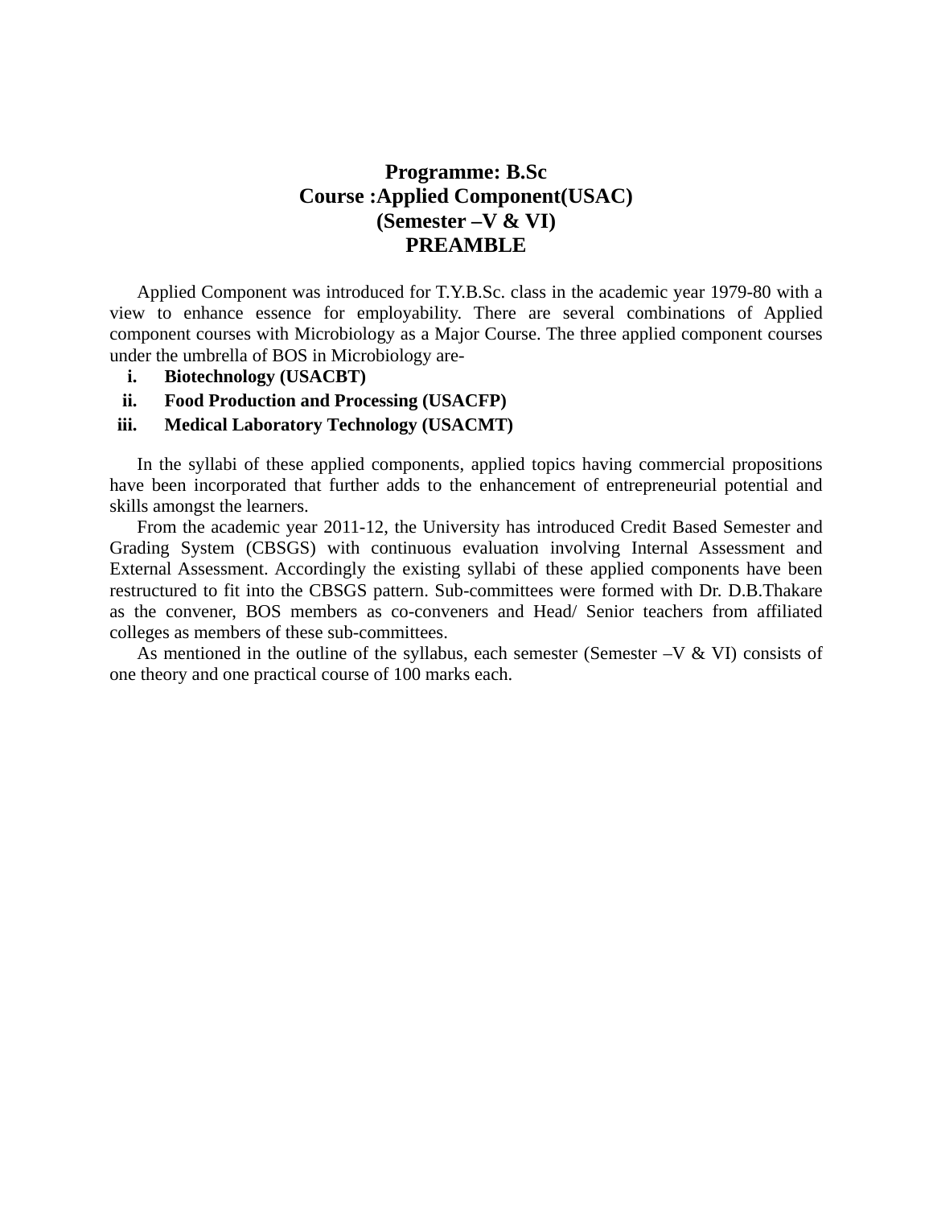**Programme: B.Sc**

**Course :Applied Component(USAC)**

**(Semester –V & VI)**

# PREAMBLE

Applied Component was introduced for T.Y.B.Sc. class in the academic year 1979-80 with a view to enhance essence for employability. There are several combinations of Applied component courses with Microbiology as a Major Course. The three applied component courses under the umbrella of BOS in Microbiology are-

i. **Biotechnology (USACBT)**
ii. **Food Production and Processing (USACFP)**
iii. **Medical Laboratory Technology (USACMT)**

In the syllabi of these applied components, applied topics having commercial propositions have been incorporated that further adds to the enhancement of entrepreneurial potential and skills amongst the learners.

From the academic year 2011-12, the University has introduced Credit Based Semester and Grading System (CBSGS) with continuous evaluation involving Internal Assessment and External Assessment. Accordingly the existing syllabi of these applied components have been restructured to fit into the CBSGS pattern. Sub-committees were formed with Dr. D.B.Thakare as the convener, BOS members as co-conveners and Head/ Senior teachers from affiliated colleges as members of these sub-committees.

As mentioned in the outline of the syllabus, each semester (Semester –V & VI) consists of one theory and one practical course of 100 marks each.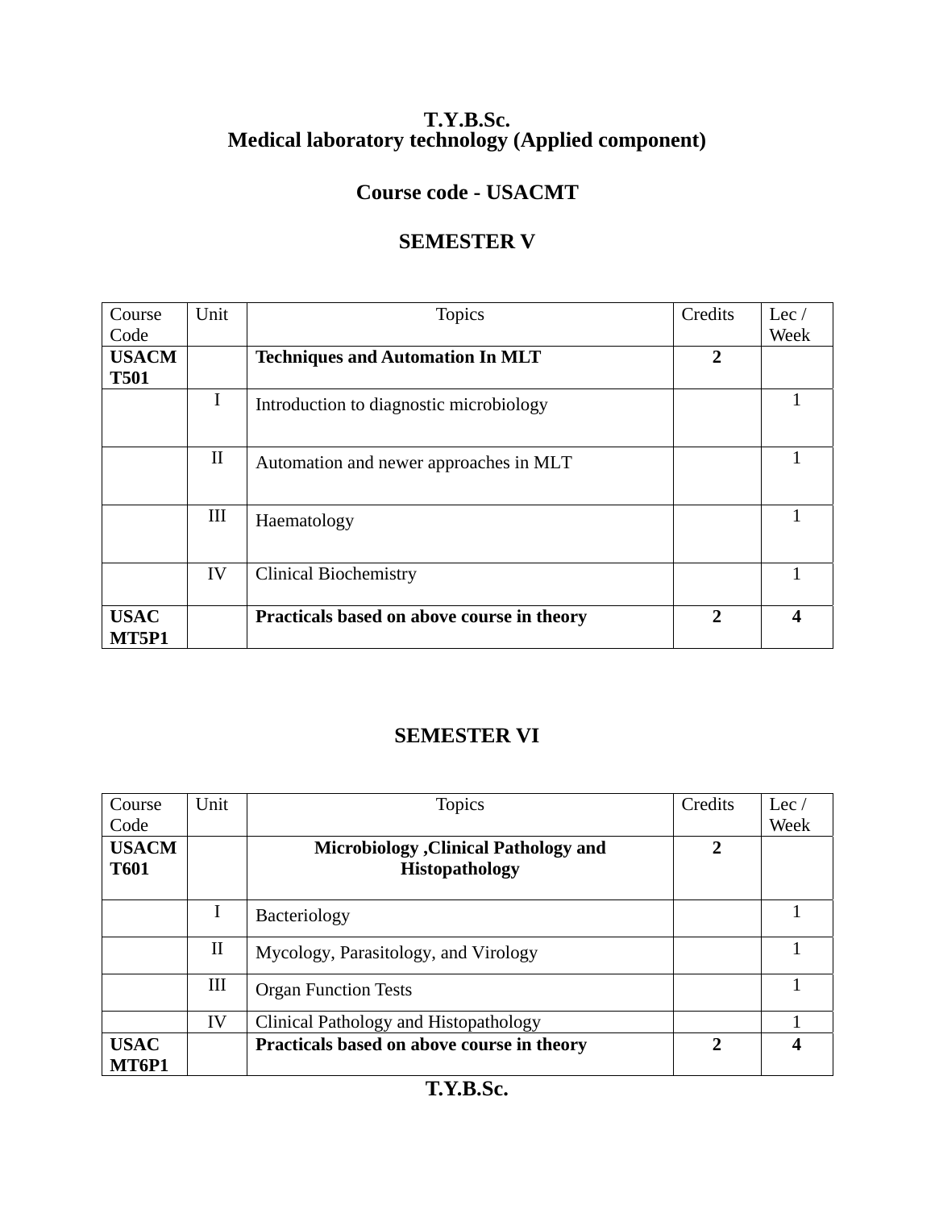# T.Y.B.Sc.
# Medical laboratory technology (Applied component)

## Course code - USACMT

## SEMESTER V

| Course Code | Unit | Topics | Credits | Lec / Week |
|---|---|---|---|---|
| **USACMT501** | | **Techniques and Automation In MLT** | **2** | |
| | I | Introduction to diagnostic microbiology | | 1 |
| | II | Automation and newer approaches in MLT | | 1 |
| | III | Haematology | | 1 |
| | IV | Clinical Biochemistry | | 1 |
| **USACMT5P1** | | **Practicals based on above course in theory** | **2** | **4** |

## SEMESTER VI

| Course Code | Unit | Topics | Credits | Lec / Week |
|---|---|---|---|---|
| **USACMT601** | | **Microbiology ,Clinical Pathology and Histopathology** | **2** | |
| | I | Bacteriology | | 1 |
| | II | Mycology, Parasitology, and Virology | | 1 |
| | III | Organ Function Tests | | 1 |
| | IV | Clinical Pathology and Histopathology | | 1 |
| **USACMT6P1** | | **Practicals based on above course in theory** | **2** | **4** |

**T.Y.B.Sc.**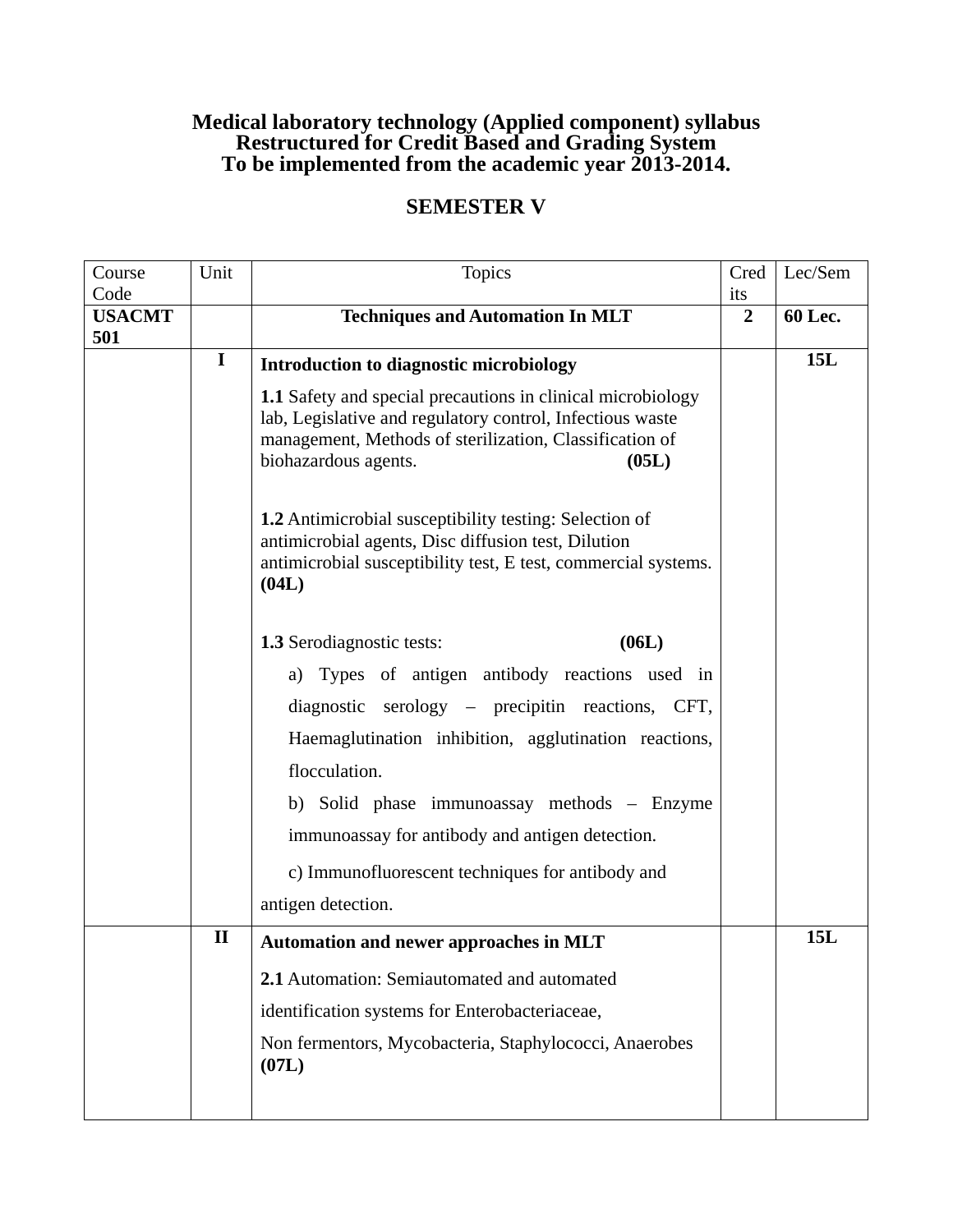# Medical laboratory technology (Applied component) syllabus
## Restructured for Credit Based and Grading System
## To be implemented from the academic year 2013-2014.

## SEMESTER V

| Course Code | Unit | Topics | Credits | Lec/Sem |
|---|---|---|---|---|
| **USACMT 501** | | **Techniques and Automation In MLT** | **2** | **60 Lec.** |
| | **I** | **Introduction to diagnostic microbiology**<br><br>**1.1** Safety and special precautions in clinical microbiology lab, Legislative and regulatory control, Infectious waste management, Methods of sterilization, Classification of biohazardous agents. **(05L)**<br><br>**1.2** Antimicrobial susceptibility testing: Selection of antimicrobial agents, Disc diffusion test, Dilution antimicrobial susceptibility test, E test, commercial systems. **(04L)**<br><br>**1.3** Serodiagnostic tests: **(06L)**<br>a) Types of antigen antibody reactions used in diagnostic serology – precipitin reactions, CFT, Haemaglutination inhibition, agglutination reactions, flocculation.<br>b) Solid phase immunoassay methods – Enzyme immunoassay for antibody and antigen detection.<br>c) Immunofluorescent techniques for antibody and antigen detection. | | **15L** |
| | **II** | **Automation and newer approaches in MLT**<br><br>**2.1** Automation: Semiautomated and automated identification systems for Enterobacteriaceae, Non fermentors, Mycobacteria, Staphylococci, Anaerobes **(07L)** | | **15L** |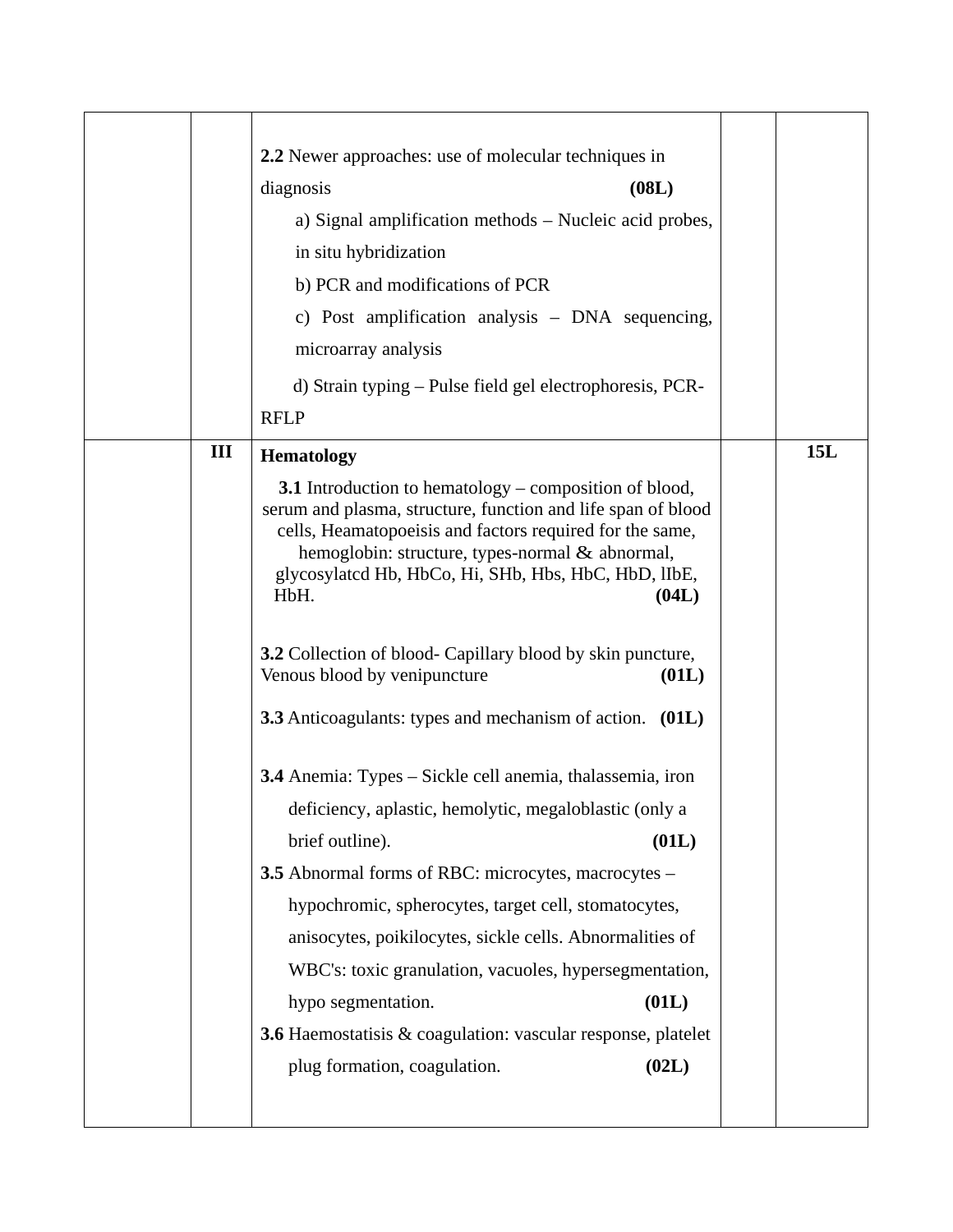| | | | | |
|---|---|---|---|---|
| | | **2.2** Newer approaches: use of molecular techniques in diagnosis **(08L)**<br>a) Signal amplification methods – Nucleic acid probes, in situ hybridization<br>b) PCR and modifications of PCR<br>c) Post amplification analysis – DNA sequencing, microarray analysis<br>d) Strain typing – Pulse field gel electrophoresis, PCR-RFLP | | |
| | **III** | **Hematology**<br>**3.1** Introduction to hematology – composition of blood, serum and plasma, structure, function and life span of blood cells, Heamatopoeisis and factors required for the same, hemoglobin: structure, types-normal & abnormal, glycosylatcd Hb, HbCo, Hi, SHb, Hbs, HbC, HbD, lIbE, HbH. **(04L)**<br>**3.2** Collection of blood- Capillary blood by skin puncture, Venous blood by venipuncture **(01L)**<br>**3.3** Anticoagulants: types and mechanism of action. **(01L)**<br>**3.4** Anemia: Types – Sickle cell anemia, thalassemia, iron deficiency, aplastic, hemolytic, megaloblastic (only a brief outline). **(01L)**<br>**3.5** Abnormal forms of RBC: microcytes, macrocytes – hypochromic, spherocytes, target cell, stomatocytes, anisocytes, poikilocytes, sickle cells. Abnormalities of WBC's: toxic granulation, vacuoles, hypersegmentation, hypo segmentation. **(01L)**<br>**3.6** Haemostatisis & coagulation: vascular response, platelet plug formation, coagulation. **(02L)** | | **15L** |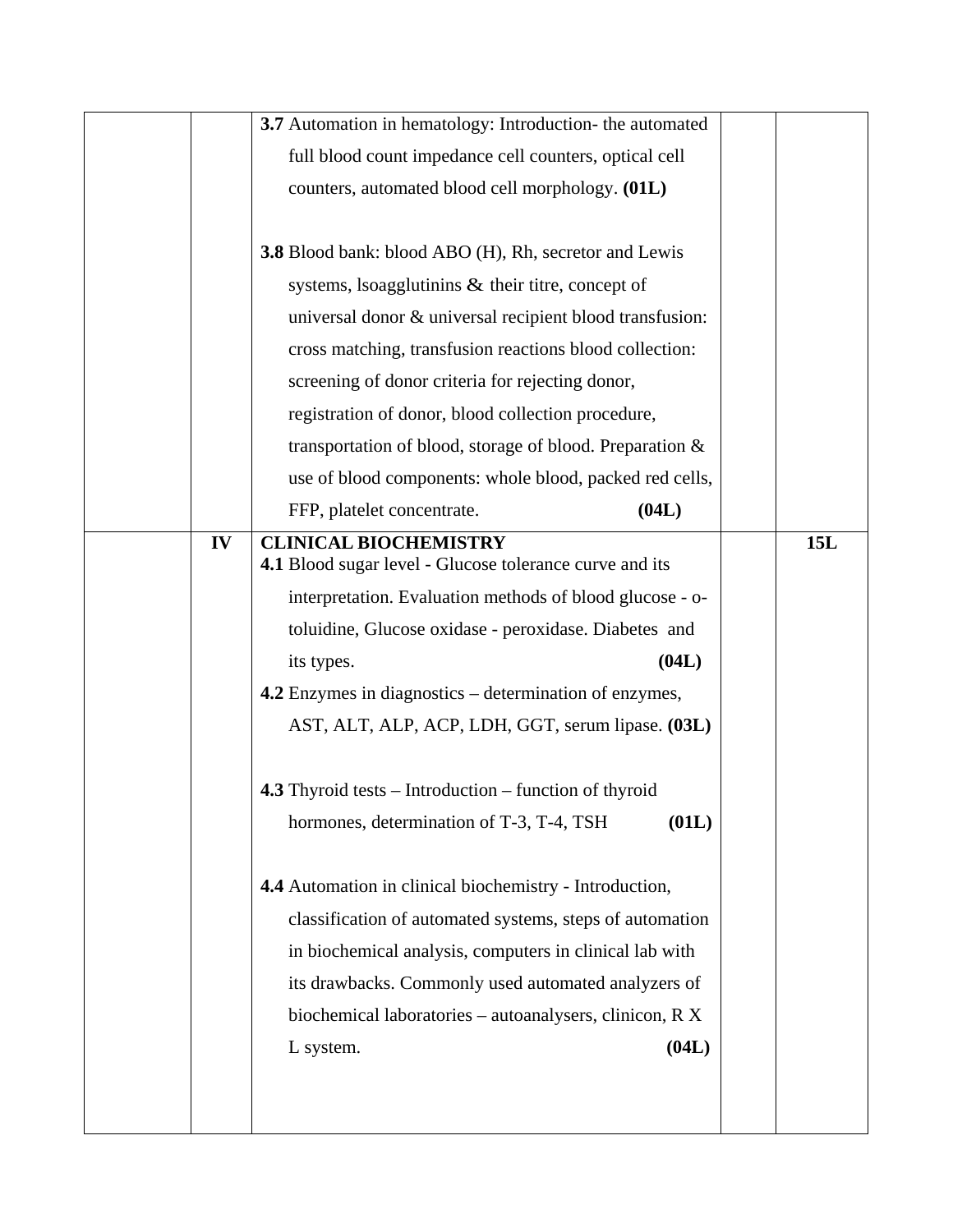|  |  |  |  |  |
|---|---|---|---|---|
|  |  | **3.7** Automation in hematology: Introduction- the automated full blood count impedance cell counters, optical cell counters, automated blood cell morphology. **(01L)**<br><br>**3.8** Blood bank: blood ABO (H), Rh, secretor and Lewis systems, lsoagglutinins & their titre, concept of universal donor & universal recipient blood transfusion: cross matching, transfusion reactions blood collection: screening of donor criteria for rejecting donor, registration of donor, blood collection procedure, transportation of blood, storage of blood. Preparation & use of blood components: whole blood, packed red cells, FFP, platelet concentrate. **(04L)** |  |  |
|  | **IV** | **CLINICAL BIOCHEMISTRY**<br>**4.1** Blood sugar level - Glucose tolerance curve and its interpretation. Evaluation methods of blood glucose - o-toluidine, Glucose oxidase - peroxidase. Diabetes and its types. **(04L)**<br>**4.2** Enzymes in diagnostics – determination of enzymes, AST, ALT, ALP, ACP, LDH, GGT, serum lipase. **(03L)**<br><br>**4.3** Thyroid tests – Introduction – function of thyroid hormones, determination of T-3, T-4, TSH **(01L)**<br><br>**4.4** Automation in clinical biochemistry - Introduction, classification of automated systems, steps of automation in biochemical analysis, computers in clinical lab with its drawbacks. Commonly used automated analyzers of biochemical laboratories – autoanalysers, clinicon, R X L system. **(04L)** |  | **15L** |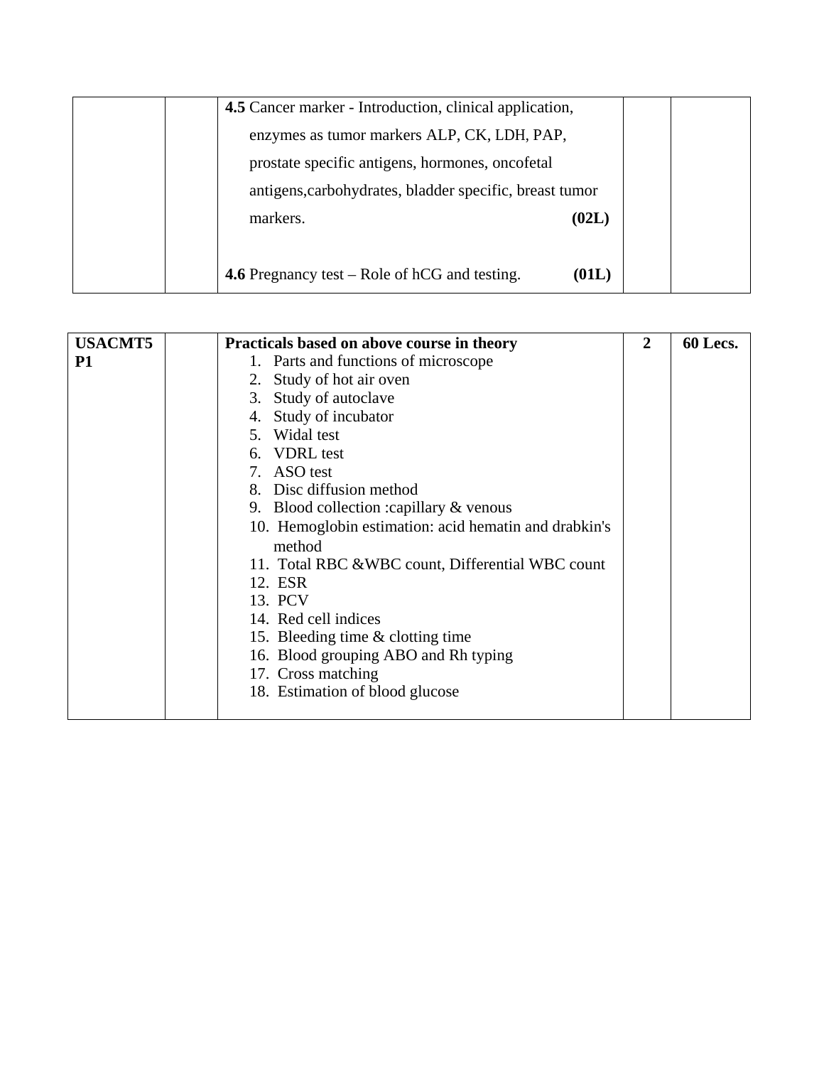| | | | | |
|---|---|---|---|---|
| | | **4.5** Cancer marker - Introduction, clinical application, enzymes as tumor markers ALP, CK, LDH, PAP, prostate specific antigens, hormones, oncofetal antigens,carbohydrates, bladder specific, breast tumor markers. **(02L)**<br><br>**4.6** Pregnancy test – Role of hCG and testing. **(01L)** | | |

| | | | | |
|---|---|---|---|---|
| **USACMT5 P1** | | **Practicals based on above course in theory**<br>1. Parts and functions of microscope<br>2. Study of hot air oven<br>3. Study of autoclave<br>4. Study of incubator<br>5. Widal test<br>6. VDRL test<br>7. ASO test<br>8. Disc diffusion method<br>9. Blood collection :capillary & venous<br>10. Hemoglobin estimation: acid hematin and drabkin's method<br>11. Total RBC &WBC count, Differential WBC count<br>12. ESR<br>13. PCV<br>14. Red cell indices<br>15. Bleeding time & clotting time<br>16. Blood grouping ABO and Rh typing<br>17. Cross matching<br>18. Estimation of blood glucose | **2** | **60 Lecs.** |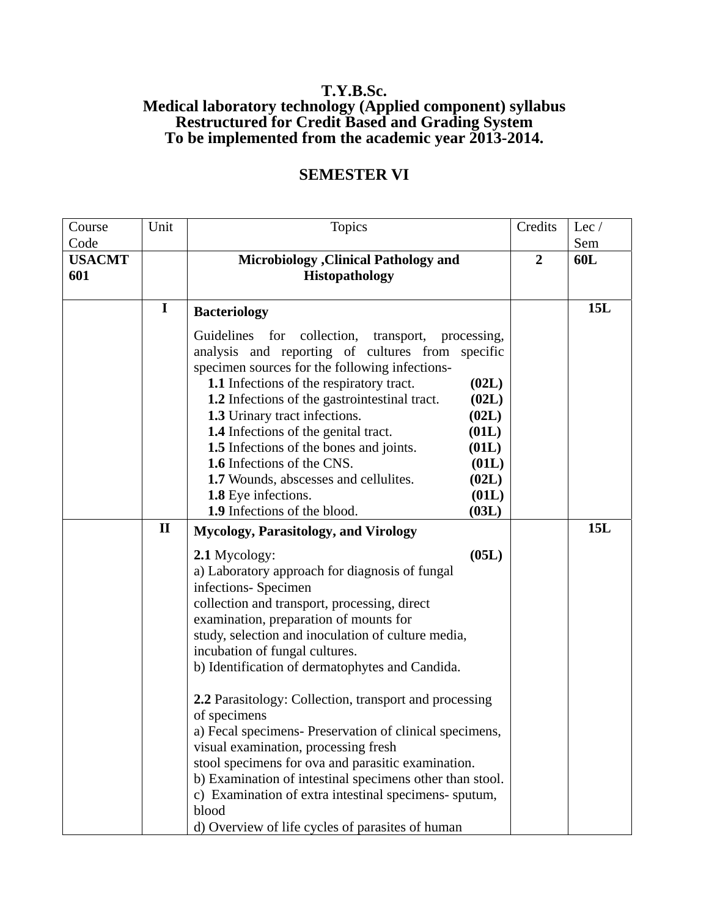**T.Y.B.Sc.**
**Medical laboratory technology (Applied component) syllabus**
**Restructured for Credit Based and Grading System**
**To be implemented from the academic year 2013-2014.**

## SEMESTER VI

| Course Code | Unit | Topics | Credits | Lec / Sem |
|---|---|---|---|---|
| **USACMT 601** | | **Microbiology ,Clinical Pathology and Histopathology** | **2** | **60L** |
| | **I** | **Bacteriology**<br><br>Guidelines for collection, transport, processing, analysis and reporting of cultures from specific specimen sources for the following infections-<br>**1.1** Infections of the respiratory tract. **(02L)**<br>**1.2** Infections of the gastrointestinal tract. **(02L)**<br>**1.3** Urinary tract infections. **(02L)**<br>**1.4** Infections of the genital tract. **(01L)**<br>**1.5** Infections of the bones and joints. **(01L)**<br>**1.6** Infections of the CNS. **(01L)**<br>**1.7** Wounds, abscesses and cellulites. **(02L)**<br>**1.8** Eye infections. **(01L)**<br>**1.9** Infections of the blood. **(03L)** | | **15L** |
| | **II** | **Mycology, Parasitology, and Virology**<br><br>**2.1** Mycology: **(05L)**<br>a) Laboratory approach for diagnosis of fungal infections- Specimen collection and transport, processing, direct examination, preparation of mounts for study, selection and inoculation of culture media, incubation of fungal cultures.<br>b) Identification of dermatophytes and Candida.<br><br>**2.2** Parasitology: Collection, transport and processing of specimens<br>a) Fecal specimens- Preservation of clinical specimens, visual examination, processing fresh stool specimens for ova and parasitic examination.<br>b) Examination of intestinal specimens other than stool.<br>c) Examination of extra intestinal specimens- sputum, blood<br>d) Overview of life cycles of parasites of human | | **15L** |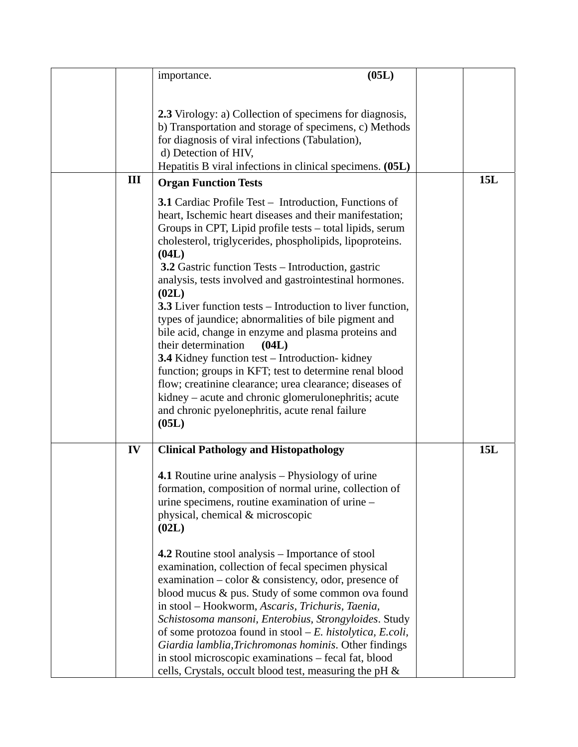| | | | | |
|---|---|---|---|---|
| | | importance. **(05L)**<br><br>**2.3** Virology: a) Collection of specimens for diagnosis, b) Transportation and storage of specimens, c) Methods for diagnosis of viral infections (Tabulation), d) Detection of HIV, Hepatitis B viral infections in clinical specimens. **(05L)** | | |
| | **III** | **Organ Function Tests**<br><br>**3.1** Cardiac Profile Test – Introduction, Functions of heart, Ischemic heart diseases and their manifestation; Groups in CPT, Lipid profile tests – total lipids, serum cholesterol, triglycerides, phospholipids, lipoproteins. **(04L)**<br>**3.2** Gastric function Tests – Introduction, gastric analysis, tests involved and gastrointestinal hormones. **(02L)**<br>**3.3** Liver function tests – Introduction to liver function, types of jaundice; abnormalities of bile pigment and bile acid, change in enzyme and plasma proteins and their determination **(04L)**<br>**3.4** Kidney function test – Introduction- kidney function; groups in KFT; test to determine renal blood flow; creatinine clearance; urea clearance; diseases of kidney – acute and chronic glomerulonephritis; acute and chronic pyelonephritis, acute renal failure **(05L)** | | **15L** |
| | **IV** | **Clinical Pathology and Histopathology**<br><br>**4.1** Routine urine analysis – Physiology of urine formation, composition of normal urine, collection of urine specimens, routine examination of urine – physical, chemical & microscopic **(02L)**<br><br>**4.2** Routine stool analysis – Importance of stool examination, collection of fecal specimen physical examination – color & consistency, odor, presence of blood mucus & pus. Study of some common ova found in stool – Hookworm, *Ascaris, Trichuris, Taenia, Schistosoma mansoni, Enterobius, Strongyloides*. Study of some protozoa found in stool – *E. histolytica, E.coli, Giardia lamblia,Trichromonas hominis*. Other findings in stool microscopic examinations – fecal fat, blood cells, Crystals, occult blood test, measuring the pH & | | **15L** |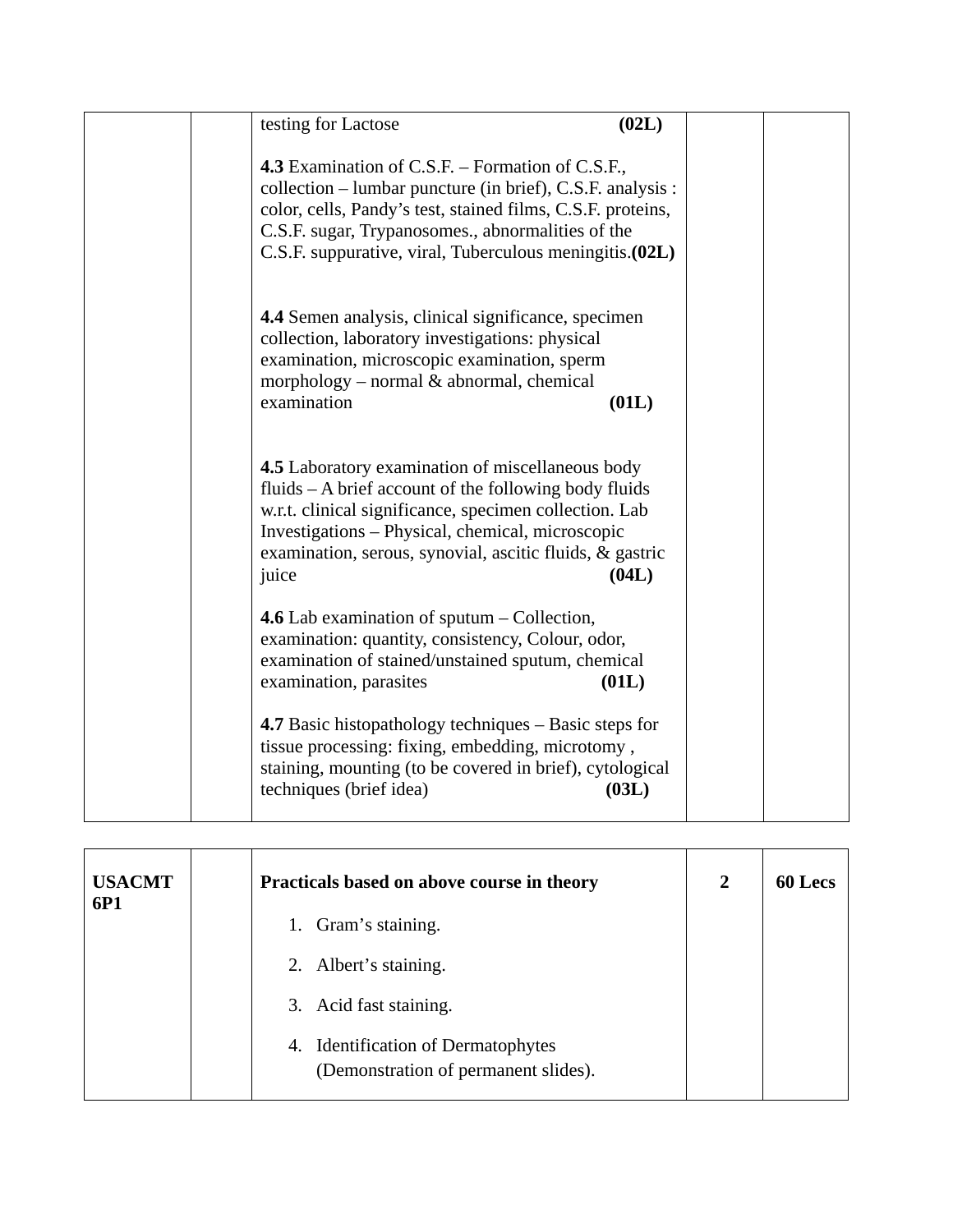| | | | | |
|---|---|---|---|---|
| | | testing for Lactose **(02L)**<br><br>**4.3** Examination of C.S.F. – Formation of C.S.F., collection – lumbar puncture (in brief), C.S.F. analysis : color, cells, Pandy's test, stained films, C.S.F. proteins, C.S.F. sugar, Trypanosomes., abnormalities of the C.S.F. suppurative, viral, Tuberculous meningitis.**(02L)**<br><br>**4.4** Semen analysis, clinical significance, specimen collection, laboratory investigations: physical examination, microscopic examination, sperm morphology – normal & abnormal, chemical examination **(01L)**<br><br>**4.5** Laboratory examination of miscellaneous body fluids – A brief account of the following body fluids w.r.t. clinical significance, specimen collection. Lab Investigations – Physical, chemical, microscopic examination, serous, synovial, ascitic fluids, & gastric juice **(04L)**<br><br>**4.6** Lab examination of sputum – Collection, examination: quantity, consistency, Colour, odor, examination of stained/unstained sputum, chemical examination, parasites **(01L)**<br><br>**4.7** Basic histopathology techniques – Basic steps for tissue processing: fixing, embedding, microtomy , staining, mounting (to be covered in brief), cytological techniques (brief idea) **(03L)** | | |

| | | | | |
|---|---|---|---|---|
| **USACMT 6P1** | | **Practicals based on above course in theory**<br><br>1. Gram's staining.<br>2. Albert's staining.<br>3. Acid fast staining.<br>4. Identification of Dermatophytes (Demonstration of permanent slides). | **2** | **60 Lecs** |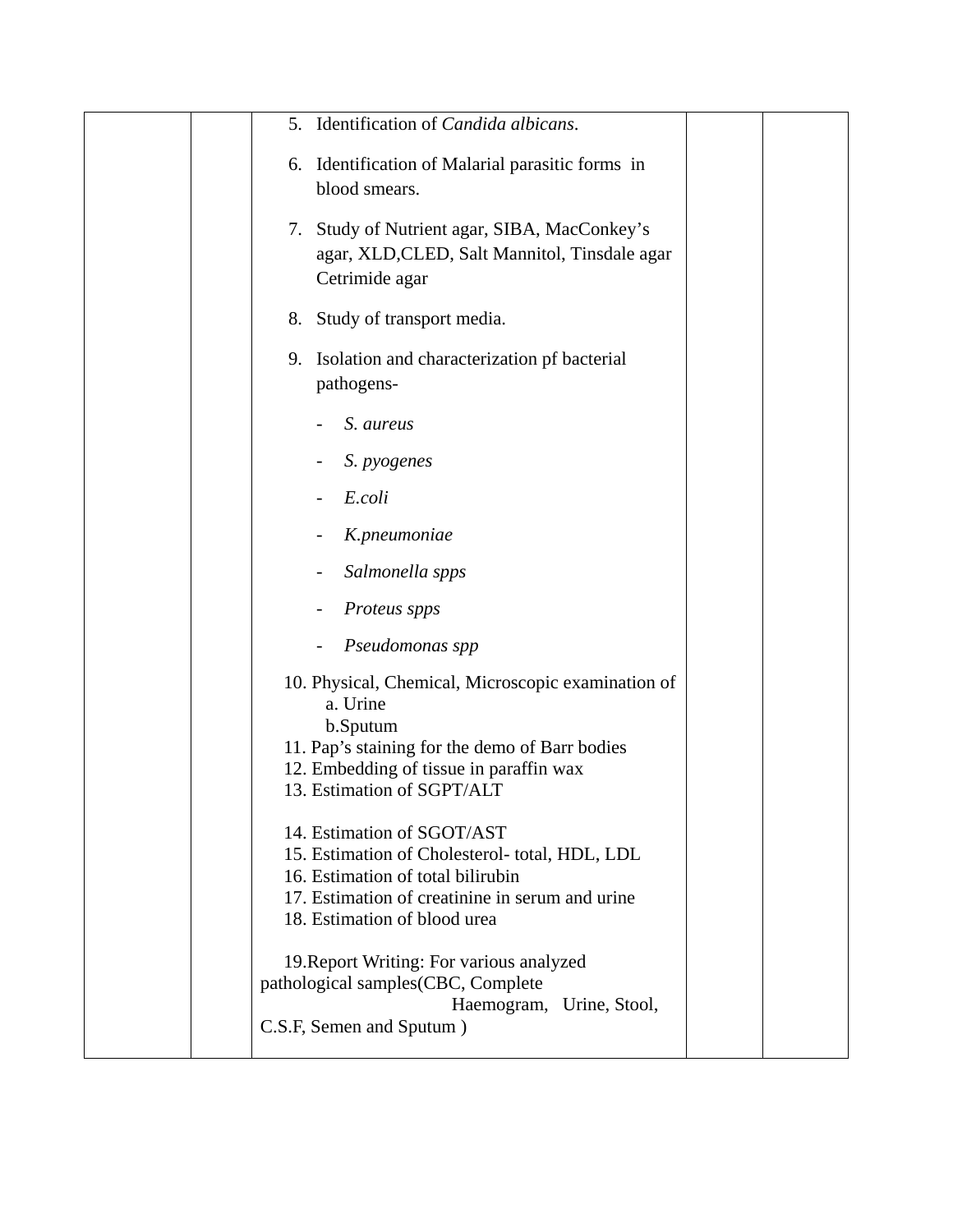|  |  | 5. Identification of *Candida albicans*.<br><br>6. Identification of Malarial parasitic forms in blood smears.<br><br>7. Study of Nutrient agar, SIBA, MacConkey's agar, XLD,CLED, Salt Mannitol, Tinsdale agar Cetrimide agar<br><br>8. Study of transport media.<br><br>9. Isolation and characterization pf bacterial pathogens-<br>- *S. aureus*<br>- *S. pyogenes*<br>- *E.coli*<br>- *K.pneumoniae*<br>- *Salmonella spps*<br>- *Proteus spps*<br>- *Pseudomonas spp*<br><br>10. Physical, Chemical, Microscopic examination of<br>a. Urine<br>b.Sputum<br>11. Pap's staining for the demo of Barr bodies<br>12. Embedding of tissue in paraffin wax<br>13. Estimation of SGPT/ALT<br><br>14. Estimation of SGOT/AST<br>15. Estimation of Cholesterol- total, HDL, LDL<br>16. Estimation of total bilirubin<br>17. Estimation of creatinine in serum and urine<br>18. Estimation of blood urea<br><br>19.Report Writing: For various analyzed pathological samples(CBC, Complete Haemogram, Urine, Stool, C.S.F, Semen and Sputum ) |  |  |
|---|---|---|---|---|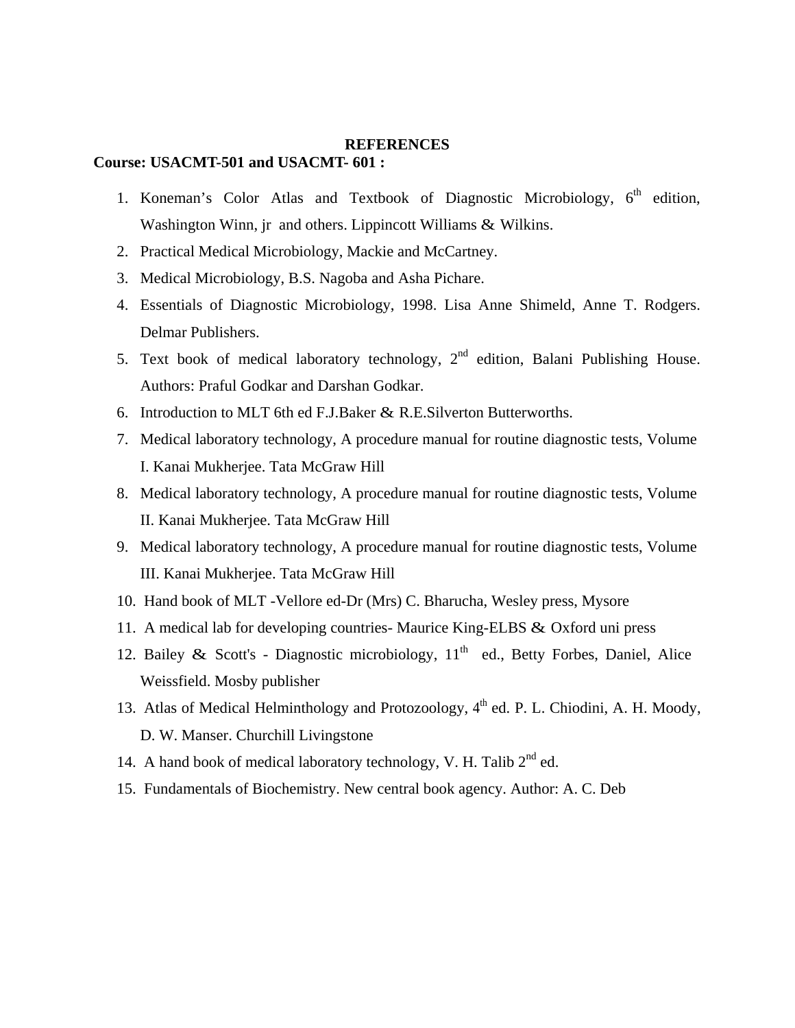## REFERENCES

**Course: USACMT-501 and USACMT- 601 :**

1. Koneman's Color Atlas and Textbook of Diagnostic Microbiology, 6th edition, Washington Winn, jr and others. Lippincott Williams & Wilkins.
2. Practical Medical Microbiology, Mackie and McCartney.
3. Medical Microbiology, B.S. Nagoba and Asha Pichare.
4. Essentials of Diagnostic Microbiology, 1998. Lisa Anne Shimeld, Anne T. Rodgers. Delmar Publishers.
5. Text book of medical laboratory technology, 2nd edition, Balani Publishing House. Authors: Praful Godkar and Darshan Godkar.
6. Introduction to MLT 6th ed F.J.Baker & R.E.Silverton Butterworths.
7. Medical laboratory technology, A procedure manual for routine diagnostic tests, Volume I. Kanai Mukherjee. Tata McGraw Hill
8. Medical laboratory technology, A procedure manual for routine diagnostic tests, Volume II. Kanai Mukherjee. Tata McGraw Hill
9. Medical laboratory technology, A procedure manual for routine diagnostic tests, Volume III. Kanai Mukherjee. Tata McGraw Hill
10. Hand book of MLT -Vellore ed-Dr (Mrs) C. Bharucha, Wesley press, Mysore
11. A medical lab for developing countries- Maurice King-ELBS & Oxford uni press
12. Bailey & Scott's - Diagnostic microbiology, 11th ed., Betty Forbes, Daniel, Alice Weissfield. Mosby publisher
13. Atlas of Medical Helminthology and Protozoology, 4th ed. P. L. Chiodini, A. H. Moody, D. W. Manser. Churchill Livingstone
14. A hand book of medical laboratory technology, V. H. Talib 2nd ed.
15. Fundamentals of Biochemistry. New central book agency. Author: A. C. Deb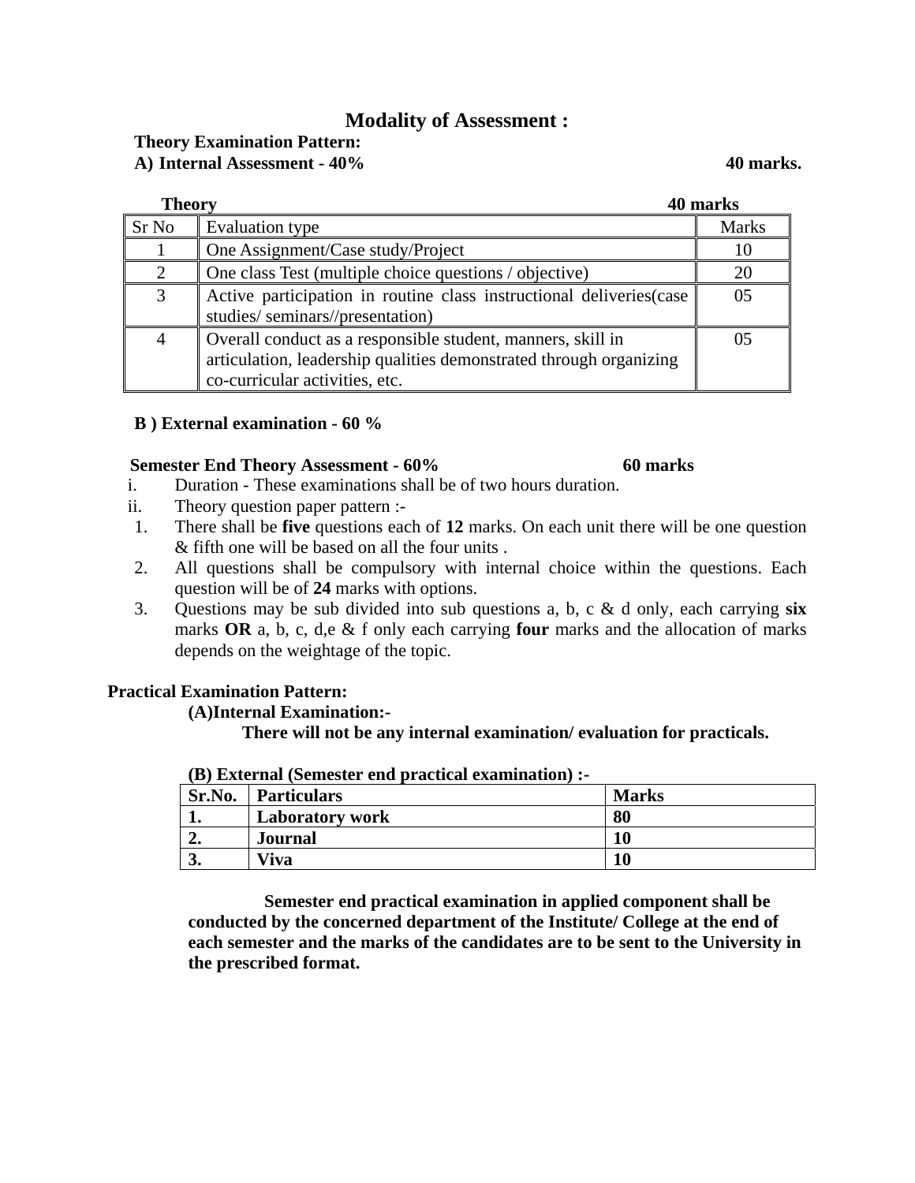# Modality of Assessment :

**Theory Examination Pattern:**

**A) Internal Assessment - 40% 40 marks.**

**Theory 40 marks**

| Sr No | Evaluation type | Marks |
|---|---|---|
| 1 | One Assignment/Case study/Project | 10 |
| 2 | One class Test (multiple choice questions / objective) | 20 |
| 3 | Active participation in routine class instructional deliveries(case studies/ seminars//presentation) | 05 |
| 4 | Overall conduct as a responsible student, manners, skill in articulation, leadership qualities demonstrated through organizing co-curricular activities, etc. | 05 |

**B ) External examination - 60 %**

**Semester End Theory Assessment - 60% 60 marks**

i. Duration - These examinations shall be of two hours duration.

ii. Theory question paper pattern :-

1. There shall be **five** questions each of **12** marks. On each unit there will be one question & fifth one will be based on all the four units .
2. All questions shall be compulsory with internal choice within the questions. Each question will be of **24** marks with options.
3. Questions may be sub divided into sub questions a, b, c & d only, each carrying **six** marks **OR** a, b, c, d,e & f only each carrying **four** marks and the allocation of marks depends on the weightage of the topic.

**Practical Examination Pattern:**

**(A)Internal Examination:-**

**There will not be any internal examination/ evaluation for practicals.**

**(B) External (Semester end practical examination) :-**

| Sr.No. | Particulars | Marks |
|---|---|---|
| **1.** | **Laboratory work** | **80** |
| **2.** | **Journal** | **10** |
| **3.** | **Viva** | **10** |

**Semester end practical examination in applied component shall be conducted by the concerned department of the Institute/ College at the end of each semester and the marks of the candidates are to be sent to the University in the prescribed format.**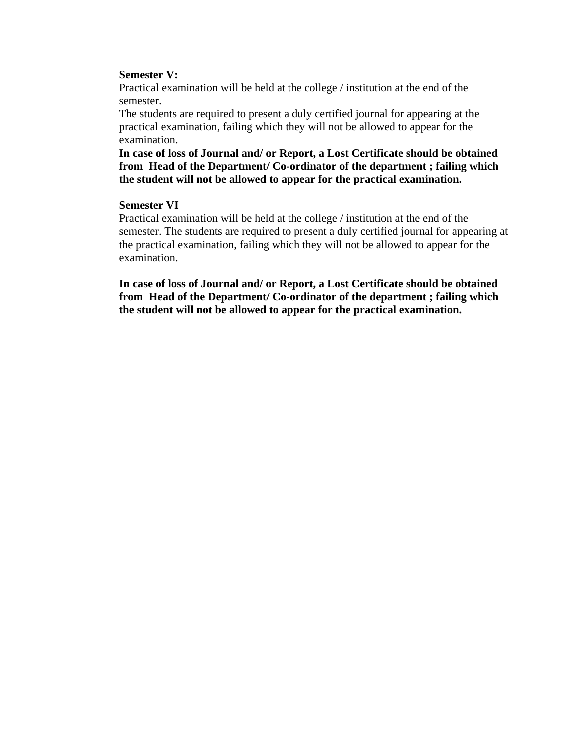**Semester V:**

Practical examination will be held at the college / institution at the end of the semester.

The students are required to present a duly certified journal for appearing at the practical examination, failing which they will not be allowed to appear for the examination.

**In case of loss of Journal and/ or Report, a Lost Certificate should be obtained from Head of the Department/ Co-ordinator of the department ; failing which the student will not be allowed to appear for the practical examination.**

**Semester VI**

Practical examination will be held at the college / institution at the end of the semester. The students are required to present a duly certified journal for appearing at the practical examination, failing which they will not be allowed to appear for the examination.

**In case of loss of Journal and/ or Report, a Lost Certificate should be obtained from Head of the Department/ Co-ordinator of the department ; failing which the student will not be allowed to appear for the practical examination.**